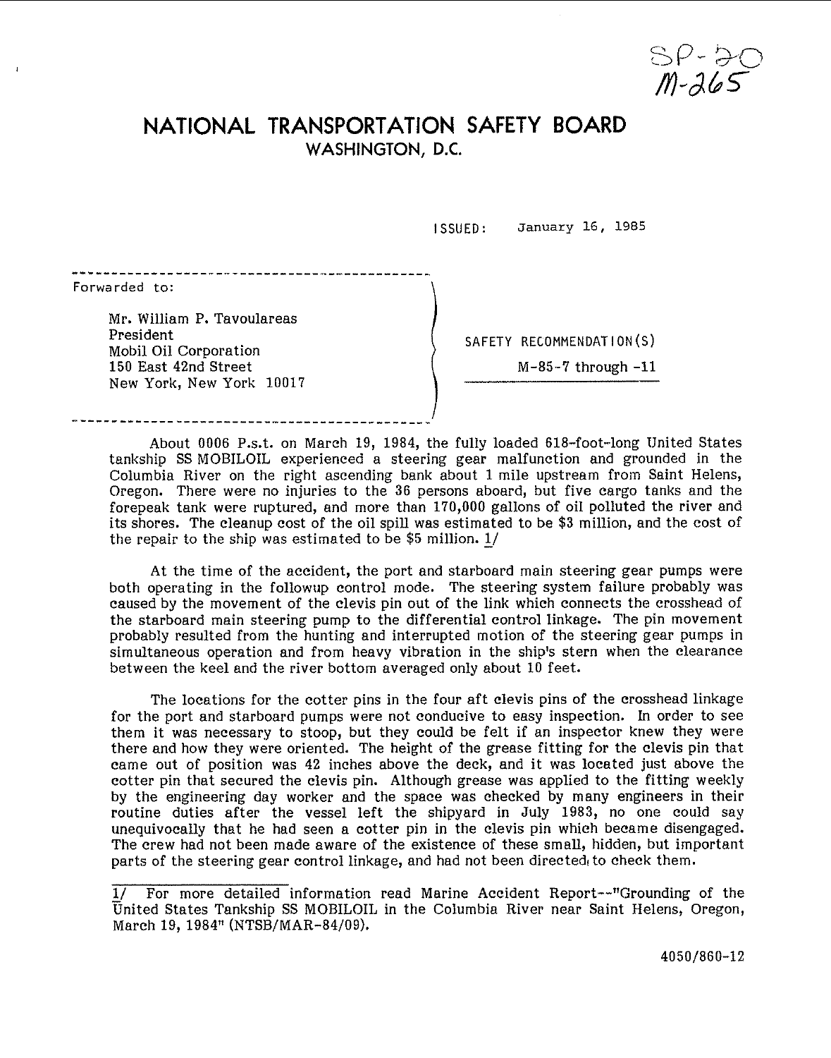SP-20
M-265

# NATIONAL TRANSPORTATION SAFETY BOARD
## WASHINGTON, D.C.

ISSUED: January 16, 1985

Forwarded to:

Mr. William P. Tavoulareas
President
Mobil Oil Corporation
150 East 42nd Street
New York, New York 10017

SAFETY RECOMMENDATION(S)

M-85-7 through -11

About 0006 P.s.t. on March 19, 1984, the fully loaded 618-foot-long United States tankship SS MOBILOIL experienced a steering gear malfunction and grounded in the Columbia River on the right ascending bank about 1 mile upstream from Saint Helens, Oregon. There were no injuries to the 36 persons aboard, but five cargo tanks and the forepeak tank were ruptured, and more than 170,000 gallons of oil polluted the river and its shores. The cleanup cost of the oil spill was estimated to be $3 million, and the cost of the repair to the ship was estimated to be $5 million. 1/

At the time of the accident, the port and starboard main steering gear pumps were both operating in the followup control mode. The steering system failure probably was caused by the movement of the clevis pin out of the link which connects the crosshead of the starboard main steering pump to the differential control linkage. The pin movement probably resulted from the hunting and interrupted motion of the steering gear pumps in simultaneous operation and from heavy vibration in the ship's stern when the clearance between the keel and the river bottom averaged only about 10 feet.

The locations for the cotter pins in the four aft clevis pins of the crosshead linkage for the port and starboard pumps were not conducive to easy inspection. In order to see them it was necessary to stoop, but they could be felt if an inspector knew they were there and how they were oriented. The height of the grease fitting for the clevis pin that came out of position was 42 inches above the deck, and it was located just above the cotter pin that secured the clevis pin. Although grease was applied to the fitting weekly by the engineering day worker and the space was checked by many engineers in their routine duties after the vessel left the shipyard in July 1983, no one could say unequivocally that he had seen a cotter pin in the clevis pin which became disengaged. The crew had not been made aware of the existence of these small, hidden, but important parts of the steering gear control linkage, and had not been directed to check them.

1/ For more detailed information read Marine Accident Report--"Grounding of the United States Tankship SS MOBILOIL in the Columbia River near Saint Helens, Oregon, March 19, 1984" (NTSB/MAR-84/09).

4050/860-12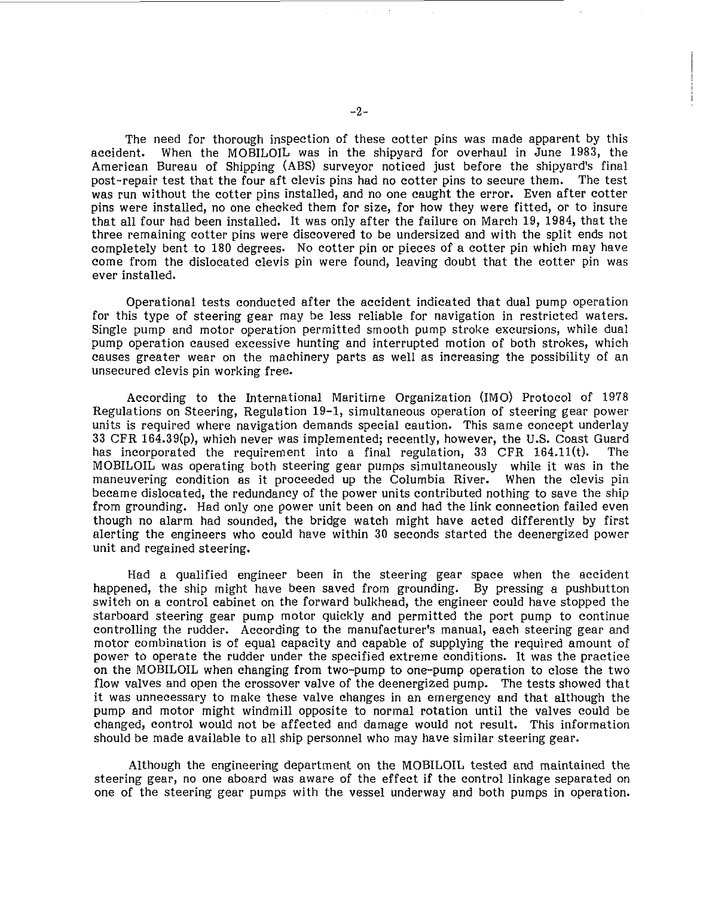The need for thorough inspection of these cotter pins was made apparent by this accident. When the MOBILOIL was in the shipyard for overhaul in June 1983, the American Bureau of Shipping (ABS) surveyor noticed just before the shipyard's final post-repair test that the four aft clevis pins had no cotter pins to secure them. The test was run without the cotter pins installed, and no one caught the error. Even after cotter pins were installed, no one checked them for size, for how they were fitted, or to insure that all four had been installed. It was only after the failure on March 19, 1984, that the three remaining cotter pins were discovered to be undersized and with the split ends not completely bent to 180 degrees. No cotter pin or pieces of a cotter pin which may have come from the dislocated clevis pin were found, leaving doubt that the cotter pin was ever installed.

Operational tests conducted after the accident indicated that dual pump operation for this type of steering gear may be less reliable for navigation in restricted waters. Single pump and motor operation permitted smooth pump stroke excursions, while dual pump operation caused excessive hunting and interrupted motion of both strokes, which causes greater wear on the machinery parts as well as increasing the possibility of an unsecured clevis pin working free.

According to the International Maritime Organization (IMO) Protocol of 1978 Regulations on Steering, Regulation 19-1, simultaneous operation of steering gear power units is required where navigation demands special caution. This same concept underlay 33 CFR 164.39(p), which never was implemented; recently, however, the U.S. Coast Guard has incorporated the requirement into a final regulation, 33 CFR 164.11(t). The MOBILOIL was operating both steering gear pumps simultaneously while it was in the maneuvering condition as it proceeded up the Columbia River. When the clevis pin became dislocated, the redundancy of the power units contributed nothing to save the ship from grounding. Had only one power unit been on and had the link connection failed even though no alarm had sounded, the bridge watch might have acted differently by first alerting the engineers who could have within 30 seconds started the deenergized power unit and regained steering.

Had a qualified engineer been in the steering gear space when the accident happened, the ship might have been saved from grounding. By pressing a pushbutton switch on a control cabinet on the forward bulkhead, the engineer could have stopped the starboard steering gear pump motor quickly and permitted the port pump to continue controlling the rudder. According to the manufacturer's manual, each steering gear and motor combination is of equal capacity and capable of supplying the required amount of power to operate the rudder under the specified extreme conditions. It was the practice on the MOBILOIL when changing from two-pump to one-pump operation to close the two flow valves and open the crossover valve of the deenergized pump. The tests showed that it was unnecessary to make these valve changes in an emergency and that although the pump and motor might windmill opposite to normal rotation until the valves could be changed, control would not be affected and damage would not result. This information should be made available to all ship personnel who may have similar steering gear.

Although the engineering department on the MOBILOIL tested and maintained the steering gear, no one aboard was aware of the effect if the control linkage separated on one of the steering gear pumps with the vessel underway and both pumps in operation.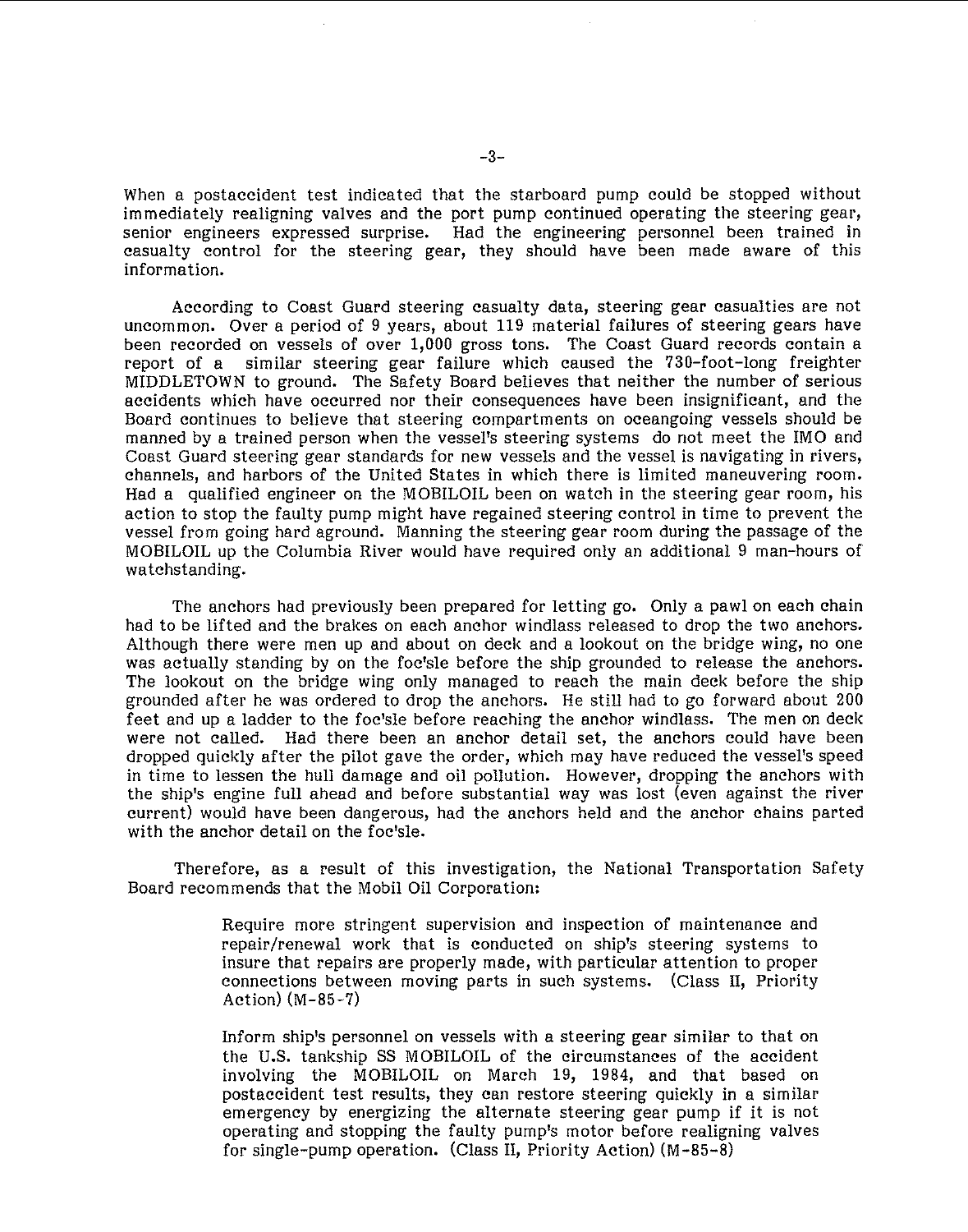When a postaccident test indicated that the starboard pump could be stopped without immediately realigning valves and the port pump continued operating the steering gear, senior engineers expressed surprise. Had the engineering personnel been trained in casualty control for the steering gear, they should have been made aware of this information.

According to Coast Guard steering casualty data, steering gear casualties are not uncommon. Over a period of 9 years, about 119 material failures of steering gears have been recorded on vessels of over 1,000 gross tons. The Coast Guard records contain a report of a similar steering gear failure which caused the 730-foot-long freighter MIDDLETOWN to ground. The Safety Board believes that neither the number of serious accidents which have occurred nor their consequences have been insignificant, and the Board continues to believe that steering compartments on oceangoing vessels should be manned by a trained person when the vessel's steering systems do not meet the IMO and Coast Guard steering gear standards for new vessels and the vessel is navigating in rivers, channels, and harbors of the United States in which there is limited maneuvering room. Had a qualified engineer on the MOBILOIL been on watch in the steering gear room, his action to stop the faulty pump might have regained steering control in time to prevent the vessel from going hard aground. Manning the steering gear room during the passage of the MOBILOIL up the Columbia River would have required only an additional 9 man-hours of watchstanding.

The anchors had previously been prepared for letting go. Only a pawl on each chain had to be lifted and the brakes on each anchor windlass released to drop the two anchors. Although there were men up and about on deck and a lookout on the bridge wing, no one was actually standing by on the foc'sle before the ship grounded to release the anchors. The lookout on the bridge wing only managed to reach the main deck before the ship grounded after he was ordered to drop the anchors. He still had to go forward about 200 feet and up a ladder to the foc'sle before reaching the anchor windlass. The men on deck were not called. Had there been an anchor detail set, the anchors could have been dropped quickly after the pilot gave the order, which may have reduced the vessel's speed in time to lessen the hull damage and oil pollution. However, dropping the anchors with the ship's engine full ahead and before substantial way was lost (even against the river current) would have been dangerous, had the anchors held and the anchor chains parted with the anchor detail on the foc'sle.

Therefore, as a result of this investigation, the National Transportation Safety Board recommends that the Mobil Oil Corporation:

> Require more stringent supervision and inspection of maintenance and repair/renewal work that is conducted on ship's steering systems to insure that repairs are properly made, with particular attention to proper connections between moving parts in such systems. (Class II, Priority Action) (M-85-7)
>
> Inform ship's personnel on vessels with a steering gear similar to that on the U.S. tankship SS MOBILOIL of the circumstances of the accident involving the MOBILOIL on March 19, 1984, and that based on postaccident test results, they can restore steering quickly in a similar emergency by energizing the alternate steering gear pump if it is not operating and stopping the faulty pump's motor before realigning valves for single-pump operation. (Class II, Priority Action) (M-85-8)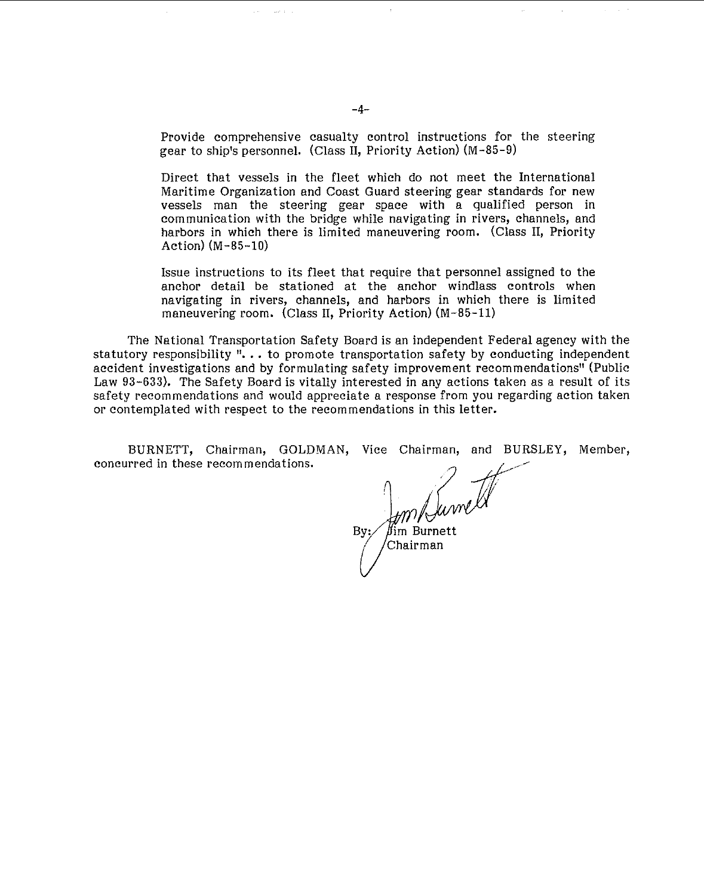Provide comprehensive casualty control instructions for the steering gear to ship's personnel. (Class II, Priority Action) (M-85-9)

Direct that vessels in the fleet which do not meet the International Maritime Organization and Coast Guard steering gear standards for new vessels man the steering gear space with a qualified person in communication with the bridge while navigating in rivers, channels, and harbors in which there is limited maneuvering room. (Class II, Priority Action) (M-85-10)

Issue instructions to its fleet that require that personnel assigned to the anchor detail be stationed at the anchor windlass controls when navigating in rivers, channels, and harbors in which there is limited maneuvering room. (Class II, Priority Action) (M-85-11)

The National Transportation Safety Board is an independent Federal agency with the statutory responsibility ". . . to promote transportation safety by conducting independent accident investigations and by formulating safety improvement recommendations" (Public Law 93-633). The Safety Board is vitally interested in any actions taken as a result of its safety recommendations and would appreciate a response from you regarding action taken or contemplated with respect to the recommendations in this letter.

BURNETT, Chairman, GOLDMAN, Vice Chairman, and BURSLEY, Member, concurred in these recommendations.

By: Jim Burnett
Chairman